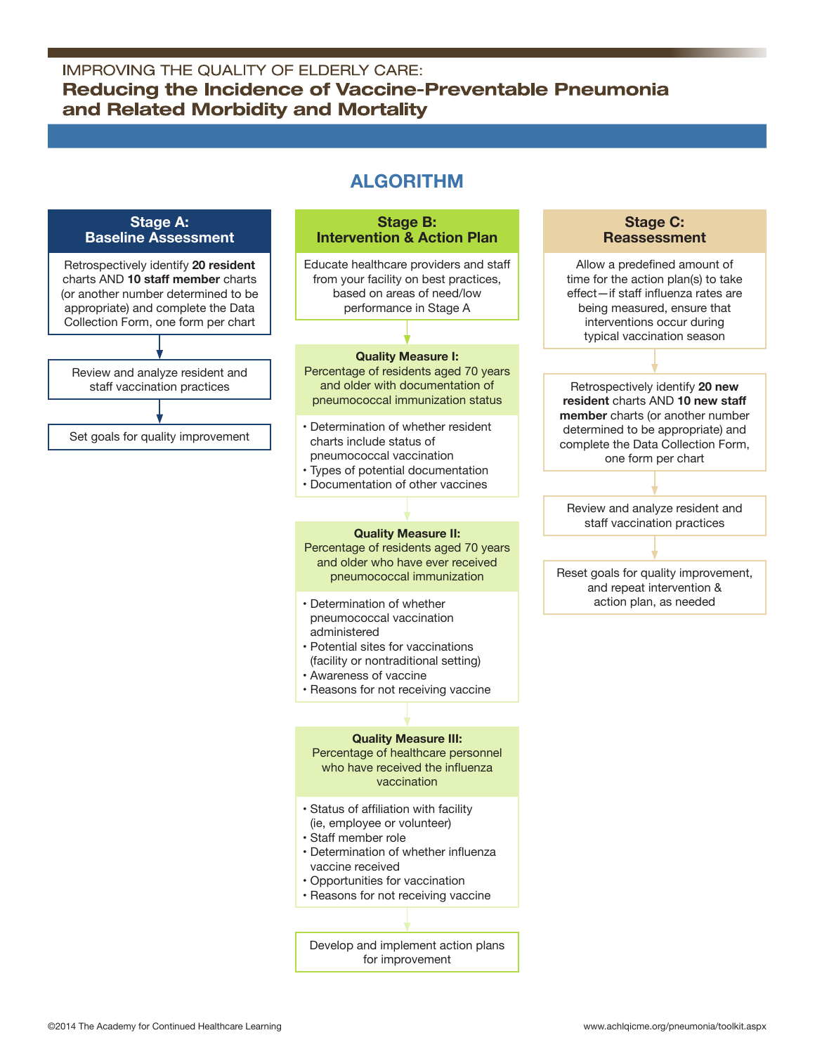IMPROVING THE QUALITY OF ELDERLY CARE:

# Reducing the Incidence of Vaccine-Preventable Pneumonia and Related Morbidity and Mortality

## ALGORITHM

### Stage A: Baseline Assessment

Retrospectively identify **20 resident** charts AND **10 staff member** charts (or another number determined to be appropriate) and complete the Data Collection Form, one form per chart

Review and analyze resident and staff vaccination practices

Set goals for quality improvement

### Stage B: Intervention & Action Plan

Educate healthcare providers and staff from your facility on best practices, based on areas of need/low performance in Stage A

**Quality Measure I:**
Percentage of residents aged 70 years and older with documentation of pneumococcal immunization status

- Determination of whether resident charts include status of pneumococcal vaccination
- Types of potential documentation
- Documentation of other vaccines

**Quality Measure II:**
Percentage of residents aged 70 years and older who have ever received pneumococcal immunization

- Determination of whether pneumococcal vaccination administered
- Potential sites for vaccinations (facility or nontraditional setting)
- Awareness of vaccine
- Reasons for not receiving vaccine

**Quality Measure III:**
Percentage of healthcare personnel who have received the influenza vaccination

- Status of affiliation with facility (ie, employee or volunteer)
- Staff member role
- Determination of whether influenza vaccine received
- Opportunities for vaccination
- Reasons for not receiving vaccine

Develop and implement action plans for improvement

### Stage C: Reassessment

Allow a predefined amount of time for the action plan(s) to take effect—if staff influenza rates are being measured, ensure that interventions occur during typical vaccination season

Retrospectively identify **20 new resident** charts AND **10 new staff member** charts (or another number determined to be appropriate) and complete the Data Collection Form, one form per chart

Review and analyze resident and staff vaccination practices

Reset goals for quality improvement, and repeat intervention & action plan, as needed

©2014 The Academy for Continued Healthcare Learning

www.achlqicme.org/pneumonia/toolkit.aspx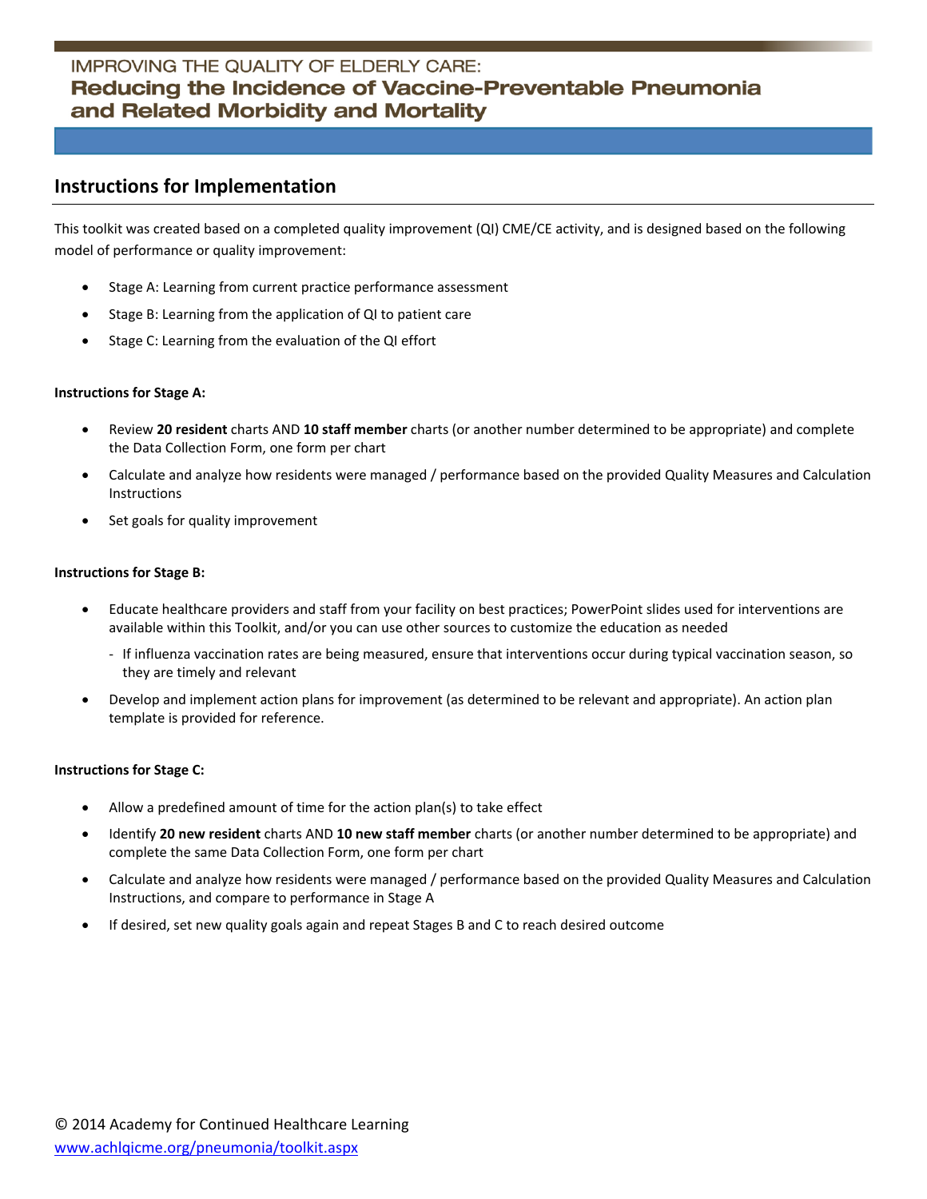IMPROVING THE QUALITY OF ELDERLY CARE:
**Reducing the Incidence of Vaccine-Preventable Pneumonia and Related Morbidity and Mortality**

## Instructions for Implementation

This toolkit was created based on a completed quality improvement (QI) CME/CE activity, and is designed based on the following model of performance or quality improvement:

- Stage A: Learning from current practice performance assessment
- Stage B: Learning from the application of QI to patient care
- Stage C: Learning from the evaluation of the QI effort

**Instructions for Stage A:**

- Review **20 resident** charts AND **10 staff member** charts (or another number determined to be appropriate) and complete the Data Collection Form, one form per chart
- Calculate and analyze how residents were managed / performance based on the provided Quality Measures and Calculation Instructions
- Set goals for quality improvement

**Instructions for Stage B:**

- Educate healthcare providers and staff from your facility on best practices; PowerPoint slides used for interventions are available within this Toolkit, and/or you can use other sources to customize the education as needed
  - If influenza vaccination rates are being measured, ensure that interventions occur during typical vaccination season, so they are timely and relevant
- Develop and implement action plans for improvement (as determined to be relevant and appropriate). An action plan template is provided for reference.

**Instructions for Stage C:**

- Allow a predefined amount of time for the action plan(s) to take effect
- Identify **20 new resident** charts AND **10 new staff member** charts (or another number determined to be appropriate) and complete the same Data Collection Form, one form per chart
- Calculate and analyze how residents were managed / performance based on the provided Quality Measures and Calculation Instructions, and compare to performance in Stage A
- If desired, set new quality goals again and repeat Stages B and C to reach desired outcome

© 2014 Academy for Continued Healthcare Learning
www.achlqicme.org/pneumonia/toolkit.aspx